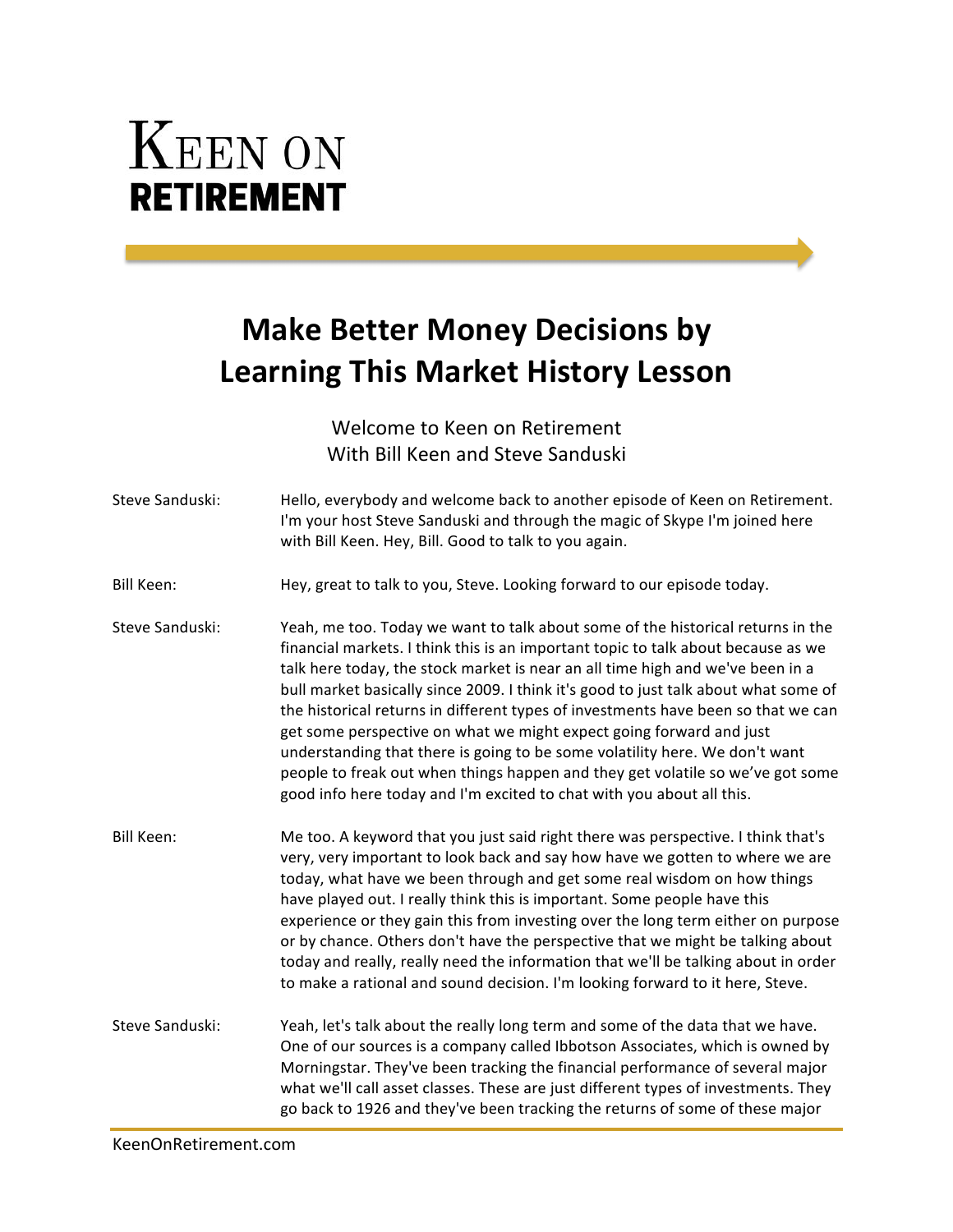# Keen on Retirement

## Make Better Money Decisions by Learning This Market History Lesson

Welcome to Keen on Retirement
With Bill Keen and Steve Sandusk

Steve Sanduski: Hello, everybody and welcome back to another episode of Keen on Retirement. I'm your host Steve Sanduski and through the magic of Skype I'm joined here with Bill Keen. Hey, Bill. Good to talk to you again.

Bill Keen: Hey, great to talk to you, Steve. Looking forward to our episode today.

Steve Sanduski: Yeah, me too. Today we want to talk about some of the historical returns in the financial markets. I think this is an important topic to talk about because as we talk here today, the stock market is near an all time high and we've been in a bull market basically since 2009. I think it's good to just talk about what some of the historical returns in different types of investments have been so that we can get some perspective on what we might expect going forward and just understanding that there is going to be some volatility here. We don't want people to freak out when things happen and they get volatile so we've got some good info here today and I'm excited to chat with you about all this.

Bill Keen: Me too. A keyword that you just said right there was perspective. I think that's very, very important to look back and say how have we gotten to where we are today, what have we been through and get some real wisdom on how things have played out. I really think this is important. Some people have this experience or they gain this from investing over the long term either on purpose or by chance. Others don't have the perspective that we might be talking about today and really, really need the information that we'll be talking about in order to make a rational and sound decision. I'm looking forward to it here, Steve.

Steve Sanduski: Yeah, let's talk about the really long term and some of the data that we have. One of our sources is a company called Ibbotson Associates, which is owned by Morningstar. They've been tracking the financial performance of several major what we'll call asset classes. These are just different types of investments. They go back to 1926 and they've been tracking the returns of some of these major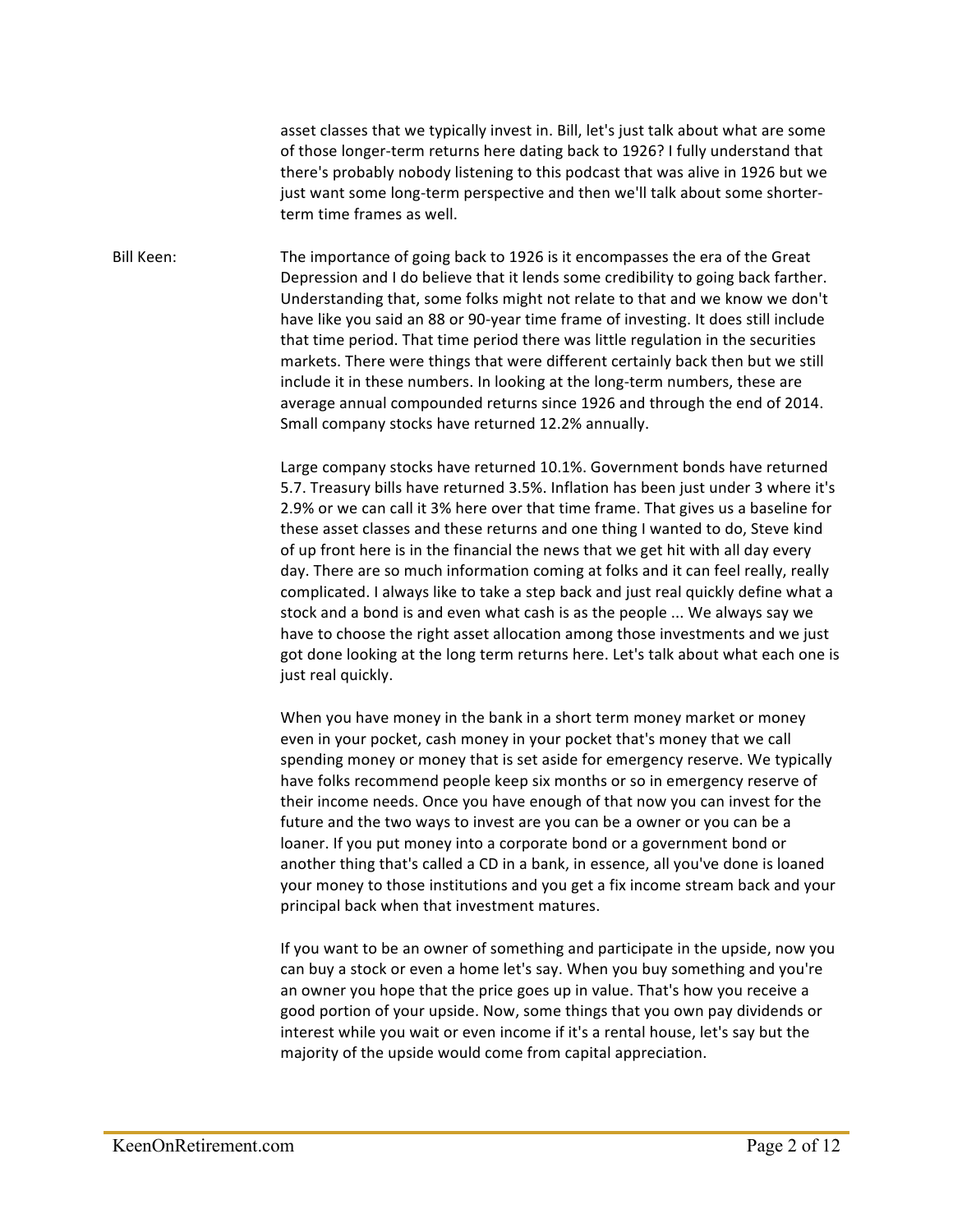asset classes that we typically invest in. Bill, let's just talk about what are some of those longer-term returns here dating back to 1926? I fully understand that there's probably nobody listening to this podcast that was alive in 1926 but we just want some long-term perspective and then we'll talk about some shorter-term time frames as well.

**Bill Keen:** The importance of going back to 1926 is it encompasses the era of the Great Depression and I do believe that it lends some credibility to going back farther. Understanding that, some folks might not relate to that and we know we don't have like you said an 88 or 90-year time frame of investing. It does still include that time period. That time period there was little regulation in the securities markets. There were things that were different certainly back then but we still include it in these numbers. In looking at the long-term numbers, these are average annual compounded returns since 1926 and through the end of 2014. Small company stocks have returned 12.2% annually.

Large company stocks have returned 10.1%. Government bonds have returned 5.7. Treasury bills have returned 3.5%. Inflation has been just under 3 where it's 2.9% or we can call it 3% here over that time frame. That gives us a baseline for these asset classes and these returns and one thing I wanted to do, Steve kind of up front here is in the financial the news that we get hit with all day every day. There are so much information coming at folks and it can feel really, really complicated. I always like to take a step back and just real quickly define what a stock and a bond is and even what cash is as the people ... We always say we have to choose the right asset allocation among those investments and we just got done looking at the long term returns here. Let's talk about what each one is just real quickly.

When you have money in the bank in a short term money market or money even in your pocket, cash money in your pocket that's money that we call spending money or money that is set aside for emergency reserve. We typically have folks recommend people keep six months or so in emergency reserve of their income needs. Once you have enough of that now you can invest for the future and the two ways to invest are you can be a owner or you can be a loaner. If you put money into a corporate bond or a government bond or another thing that's called a CD in a bank, in essence, all you've done is loaned your money to those institutions and you get a fix income stream back and your principal back when that investment matures.

If you want to be an owner of something and participate in the upside, now you can buy a stock or even a home let's say. When you buy something and you're an owner you hope that the price goes up in value. That's how you receive a good portion of your upside. Now, some things that you own pay dividends or interest while you wait or even income if it's a rental house, let's say but the majority of the upside would come from capital appreciation.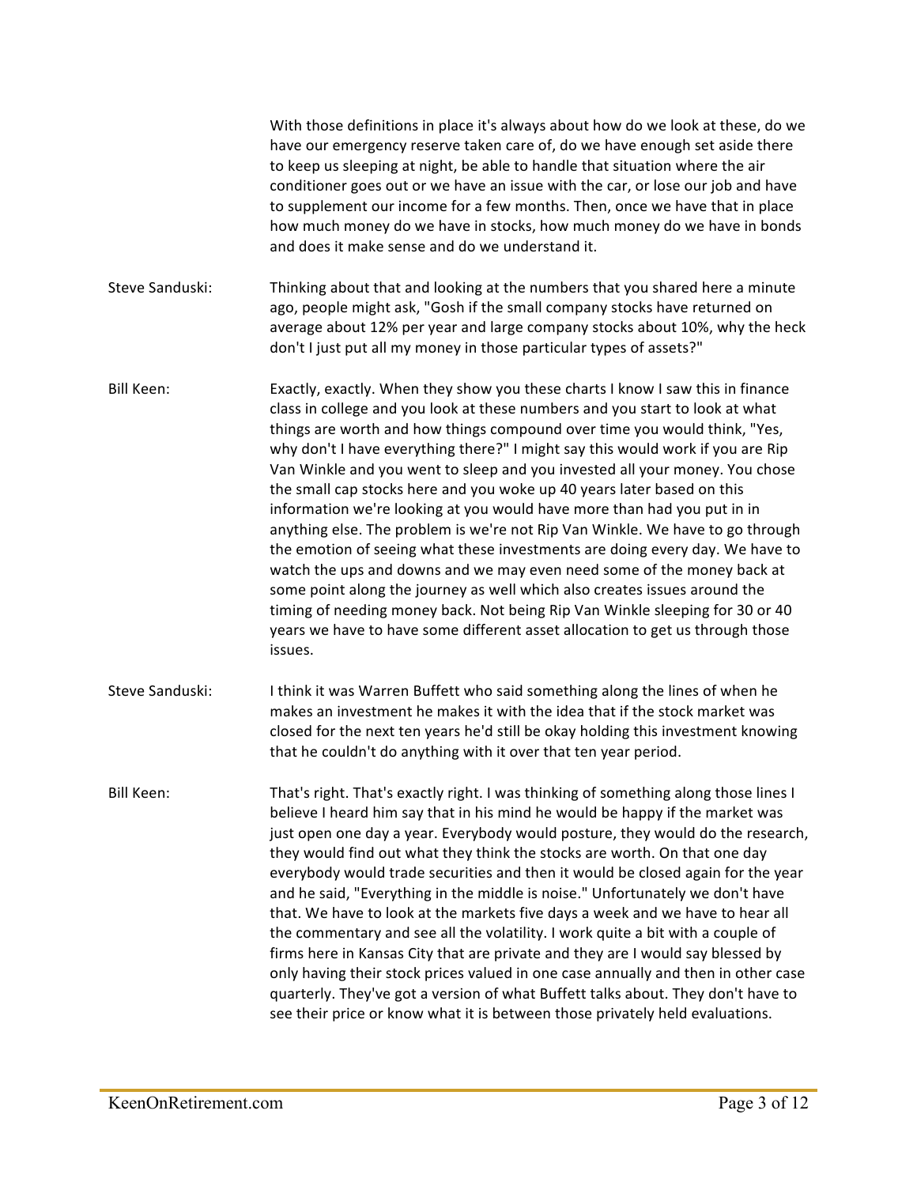With those definitions in place it's always about how do we look at these, do we have our emergency reserve taken care of, do we have enough set aside there to keep us sleeping at night, be able to handle that situation where the air conditioner goes out or we have an issue with the car, or lose our job and have to supplement our income for a few months. Then, once we have that in place how much money do we have in stocks, how much money do we have in bonds and does it make sense and do we understand it.

**Steve Sanduski:** Thinking about that and looking at the numbers that you shared here a minute ago, people might ask, "Gosh if the small company stocks have returned on average about 12% per year and large company stocks about 10%, why the heck don't I just put all my money in those particular types of assets?"

**Bill Keen:** Exactly, exactly. When they show you these charts I know I saw this in finance class in college and you look at these numbers and you start to look at what things are worth and how things compound over time you would think, "Yes, why don't I have everything there?" I might say this would work if you are Rip Van Winkle and you went to sleep and you invested all your money. You chose the small cap stocks here and you woke up 40 years later based on this information we're looking at you would have more than had you put in in anything else. The problem is we're not Rip Van Winkle. We have to go through the emotion of seeing what these investments are doing every day. We have to watch the ups and downs and we may even need some of the money back at some point along the journey as well which also creates issues around the timing of needing money back. Not being Rip Van Winkle sleeping for 30 or 40 years we have to have some different asset allocation to get us through those issues.

**Steve Sanduski:** I think it was Warren Buffett who said something along the lines of when he makes an investment he makes it with the idea that if the stock market was closed for the next ten years he'd still be okay holding this investment knowing that he couldn't do anything with it over that ten year period.

**Bill Keen:** That's right. That's exactly right. I was thinking of something along those lines I believe I heard him say that in his mind he would be happy if the market was just open one day a year. Everybody would posture, they would do the research, they would find out what they think the stocks are worth. On that one day everybody would trade securities and then it would be closed again for the year and he said, "Everything in the middle is noise." Unfortunately we don't have that. We have to look at the markets five days a week and we have to hear all the commentary and see all the volatility. I work quite a bit with a couple of firms here in Kansas City that are private and they are I would say blessed by only having their stock prices valued in one case annually and then in other case quarterly. They've got a version of what Buffett talks about. They don't have to see their price or know what it is between those privately held evaluations.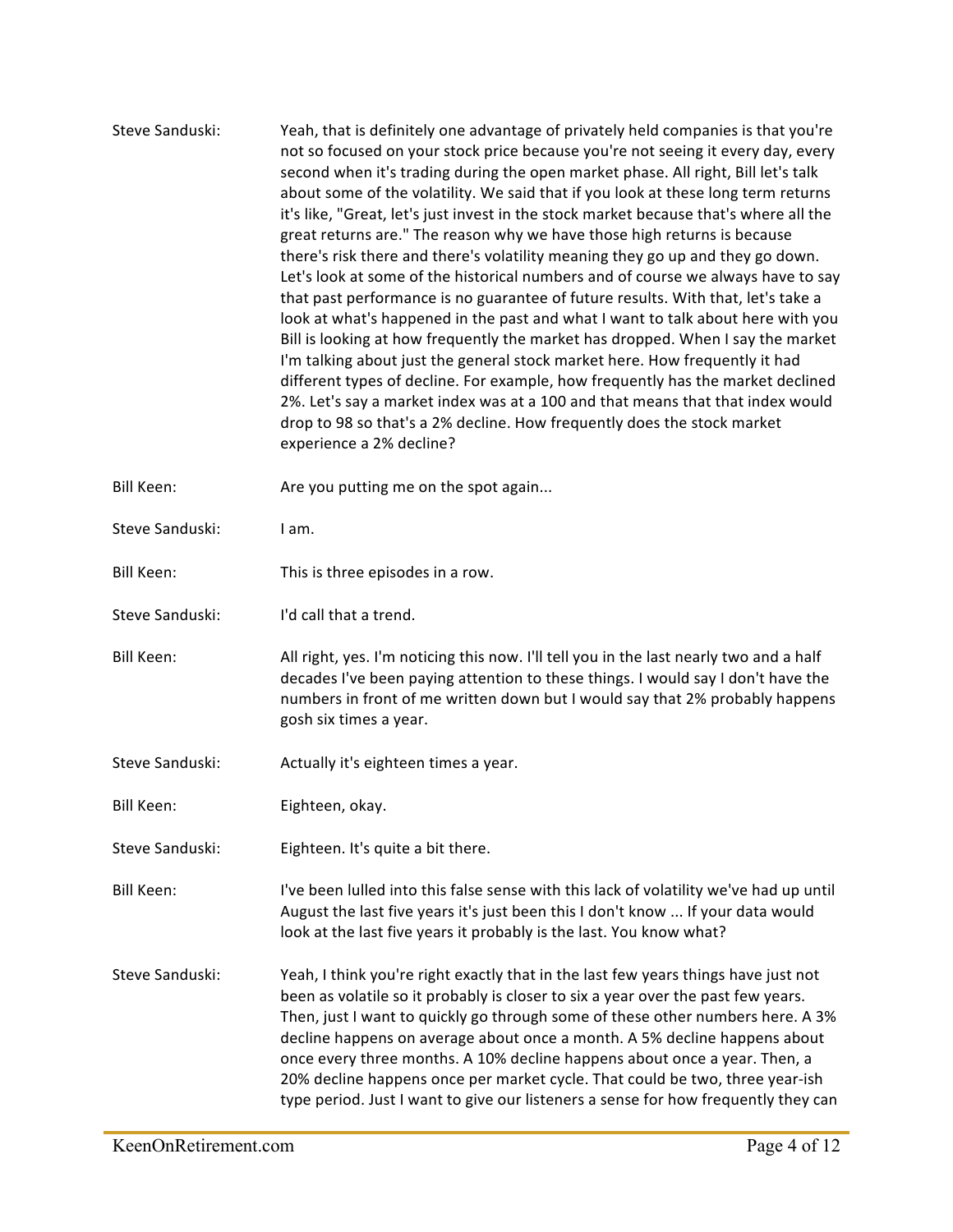**Steve Sanduski:** Yeah, that is definitely one advantage of privately held companies is that you're not so focused on your stock price because you're not seeing it every day, every second when it's trading during the open market phase. All right, Bill let's talk about some of the volatility. We said that if you look at these long term returns it's like, "Great, let's just invest in the stock market because that's where all the great returns are." The reason why we have those high returns is because there's risk there and there's volatility meaning they go up and they go down. Let's look at some of the historical numbers and of course we always have to say that past performance is no guarantee of future results. With that, let's take a look at what's happened in the past and what I want to talk about here with you Bill is looking at how frequently the market has dropped. When I say the market I'm talking about just the general stock market here. How frequently it had different types of decline. For example, how frequently has the market declined 2%. Let's say a market index was at a 100 and that means that that index would drop to 98 so that's a 2% decline. How frequently does the stock market experience a 2% decline?

**Bill Keen:** Are you putting me on the spot again...

**Steve Sanduski:** I am.

**Bill Keen:** This is three episodes in a row.

**Steve Sanduski:** I'd call that a trend.

**Bill Keen:** All right, yes. I'm noticing this now. I'll tell you in the last nearly two and a half decades I've been paying attention to these things. I would say I don't have the numbers in front of me written down but I would say that 2% probably happens gosh six times a year.

**Steve Sanduski:** Actually it's eighteen times a year.

**Bill Keen:** Eighteen, okay.

**Steve Sanduski:** Eighteen. It's quite a bit there.

**Bill Keen:** I've been lulled into this false sense with this lack of volatility we've had up until August the last five years it's just been this I don't know ... If your data would look at the last five years it probably is the last. You know what?

**Steve Sanduski:** Yeah, I think you're right exactly that in the last few years things have just not been as volatile so it probably is closer to six a year over the past few years. Then, just I want to quickly go through some of these other numbers here. A 3% decline happens on average about once a month. A 5% decline happens about once every three months. A 10% decline happens about once a year. Then, a 20% decline happens once per market cycle. That could be two, three year-ish type period. Just I want to give our listeners a sense for how frequently they can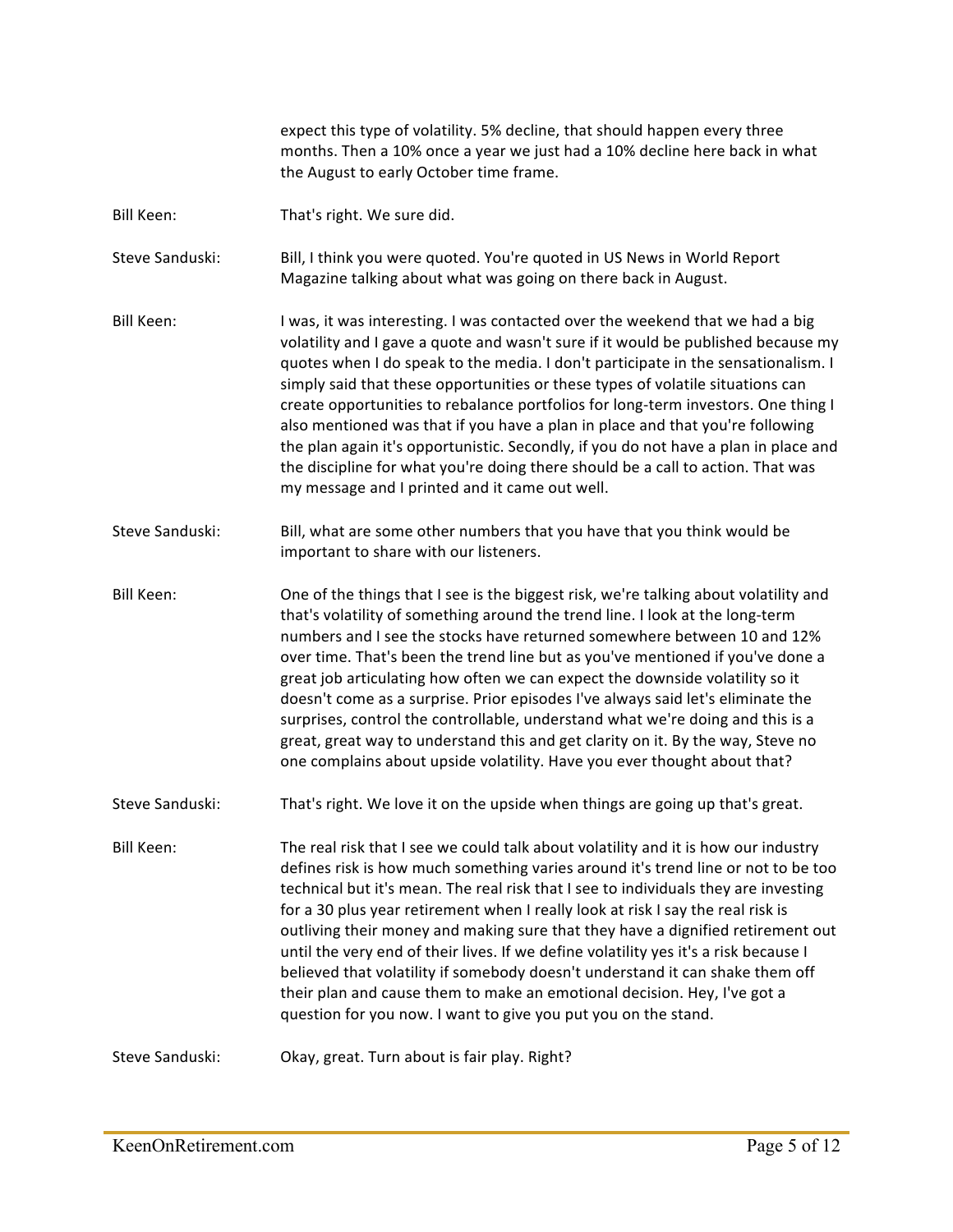expect this type of volatility. 5% decline, that should happen every three months. Then a 10% once a year we just had a 10% decline here back in what the August to early October time frame.

Bill Keen: That's right. We sure did.

Steve Sanduski: Bill, I think you were quoted. You're quoted in US News in World Report Magazine talking about what was going on there back in August.

Bill Keen: I was, it was interesting. I was contacted over the weekend that we had a big volatility and I gave a quote and wasn't sure if it would be published because my quotes when I do speak to the media. I don't participate in the sensationalism. I simply said that these opportunities or these types of volatile situations can create opportunities to rebalance portfolios for long-term investors. One thing I also mentioned was that if you have a plan in place and that you're following the plan again it's opportunistic. Secondly, if you do not have a plan in place and the discipline for what you're doing there should be a call to action. That was my message and I printed and it came out well.

Steve Sanduski: Bill, what are some other numbers that you have that you think would be important to share with our listeners.

Bill Keen: One of the things that I see is the biggest risk, we're talking about volatility and that's volatility of something around the trend line. I look at the long-term numbers and I see the stocks have returned somewhere between 10 and 12% over time. That's been the trend line but as you've mentioned if you've done a great job articulating how often we can expect the downside volatility so it doesn't come as a surprise. Prior episodes I've always said let's eliminate the surprises, control the controllable, understand what we're doing and this is a great, great way to understand this and get clarity on it. By the way, Steve no one complains about upside volatility. Have you ever thought about that?

Steve Sanduski: That's right. We love it on the upside when things are going up that's great.

Bill Keen: The real risk that I see we could talk about volatility and it is how our industry defines risk is how much something varies around it's trend line or not to be too technical but it's mean. The real risk that I see to individuals they are investing for a 30 plus year retirement when I really look at risk I say the real risk is outliving their money and making sure that they have a dignified retirement out until the very end of their lives. If we define volatility yes it's a risk because I believed that volatility if somebody doesn't understand it can shake them off their plan and cause them to make an emotional decision. Hey, I've got a question for you now. I want to give you put you on the stand.

Steve Sanduski: Okay, great. Turn about is fair play. Right?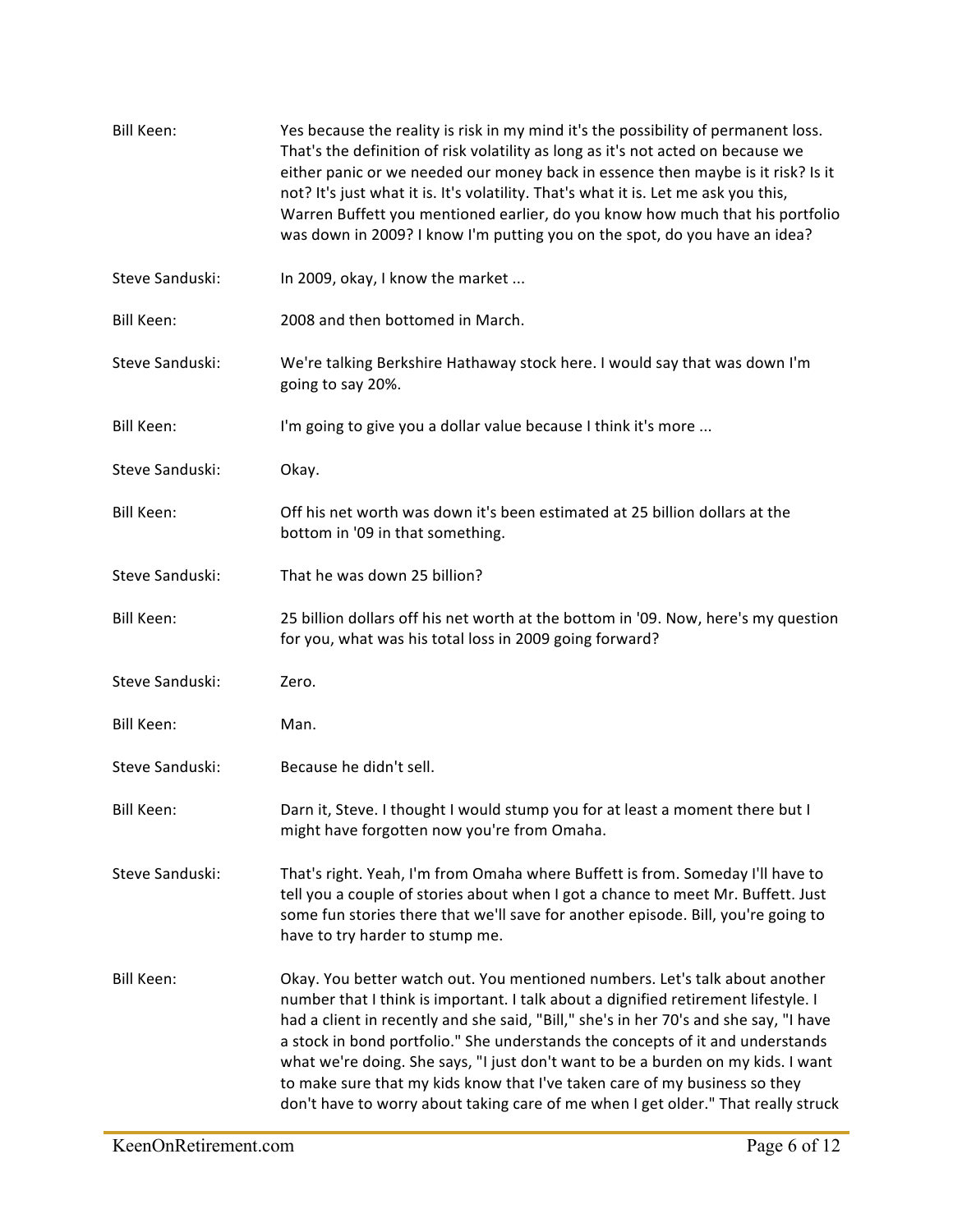Bill Keen: Yes because the reality is risk in my mind it's the possibility of permanent loss. That's the definition of risk volatility as long as it's not acted on because we either panic or we needed our money back in essence then maybe is it risk? Is it not? It's just what it is. It's volatility. That's what it is. Let me ask you this, Warren Buffett you mentioned earlier, do you know how much that his portfolio was down in 2009? I know I'm putting you on the spot, do you have an idea?

Steve Sanduski: In 2009, okay, I know the market ...

Bill Keen: 2008 and then bottomed in March.

Steve Sanduski: We're talking Berkshire Hathaway stock here. I would say that was down I'm going to say 20%.

Bill Keen: I'm going to give you a dollar value because I think it's more ...

Steve Sanduski: Okay.

Bill Keen: Off his net worth was down it's been estimated at 25 billion dollars at the bottom in '09 in that something.

Steve Sanduski: That he was down 25 billion?

Bill Keen: 25 billion dollars off his net worth at the bottom in '09. Now, here's my question for you, what was his total loss in 2009 going forward?

Steve Sanduski: Zero.

Bill Keen: Man.

Steve Sanduski: Because he didn't sell.

Bill Keen: Darn it, Steve. I thought I would stump you for at least a moment there but I might have forgotten now you're from Omaha.

Steve Sanduski: That's right. Yeah, I'm from Omaha where Buffett is from. Someday I'll have to tell you a couple of stories about when I got a chance to meet Mr. Buffett. Just some fun stories there that we'll save for another episode. Bill, you're going to have to try harder to stump me.

Bill Keen: Okay. You better watch out. You mentioned numbers. Let's talk about another number that I think is important. I talk about a dignified retirement lifestyle. I had a client in recently and she said, "Bill," she's in her 70's and she say, "I have a stock in bond portfolio." She understands the concepts of it and understands what we're doing. She says, "I just don't want to be a burden on my kids. I want to make sure that my kids know that I've taken care of my business so they don't have to worry about taking care of me when I get older." That really struck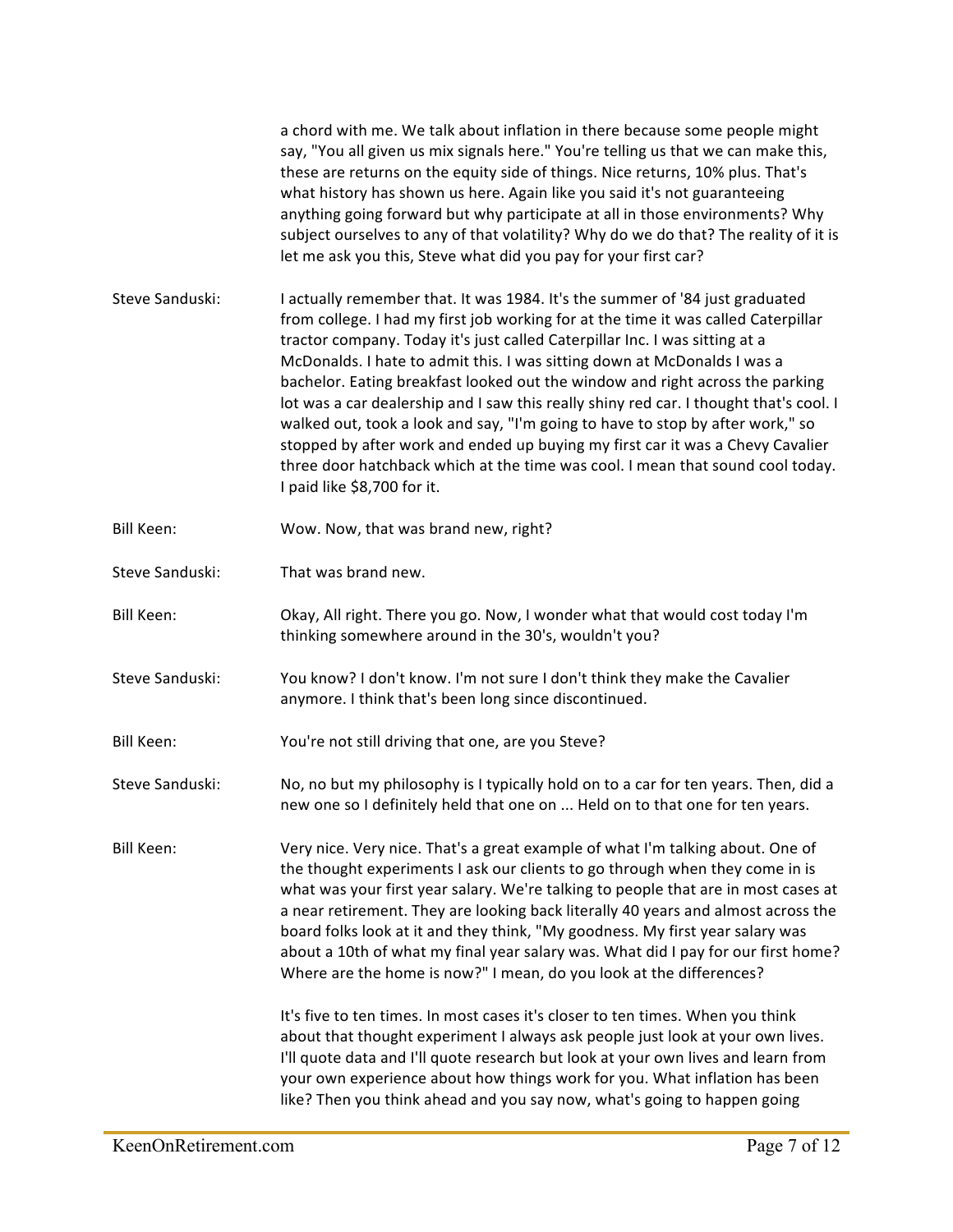a chord with me. We talk about inflation in there because some people might say, "You all given us mix signals here." You're telling us that we can make this, these are returns on the equity side of things. Nice returns, 10% plus. That's what history has shown us here. Again like you said it's not guaranteeing anything going forward but why participate at all in those environments? Why subject ourselves to any of that volatility? Why do we do that? The reality of it is let me ask you this, Steve what did you pay for your first car?

**Steve Sanduski:** I actually remember that. It was 1984. It's the summer of '84 just graduated from college. I had my first job working for at the time it was called Caterpillar tractor company. Today it's just called Caterpillar Inc. I was sitting at a McDonalds. I hate to admit this. I was sitting down at McDonalds I was a bachelor. Eating breakfast looked out the window and right across the parking lot was a car dealership and I saw this really shiny red car. I thought that's cool. I walked out, took a look and say, "I'm going to have to stop by after work," so stopped by after work and ended up buying my first car it was a Chevy Cavalier three door hatchback which at the time was cool. I mean that sound cool today. I paid like $8,700 for it.

**Bill Keen:** Wow. Now, that was brand new, right?

**Steve Sanduski:** That was brand new.

**Bill Keen:** Okay, All right. There you go. Now, I wonder what that would cost today I'm thinking somewhere around in the 30's, wouldn't you?

**Steve Sanduski:** You know? I don't know. I'm not sure I don't think they make the Cavalier anymore. I think that's been long since discontinued.

**Bill Keen:** You're not still driving that one, are you Steve?

**Steve Sanduski:** No, no but my philosophy is I typically hold on to a car for ten years. Then, did a new one so I definitely held that one on ... Held on to that one for ten years.

**Bill Keen:** Very nice. Very nice. That's a great example of what I'm talking about. One of the thought experiments I ask our clients to go through when they come in is what was your first year salary. We're talking to people that are in most cases at a near retirement. They are looking back literally 40 years and almost across the board folks look at it and they think, "My goodness. My first year salary was about a 10th of what my final year salary was. What did I pay for our first home? Where are the home is now?" I mean, do you look at the differences?

It's five to ten times. In most cases it's closer to ten times. When you think about that thought experiment I always ask people just look at your own lives. I'll quote data and I'll quote research but look at your own lives and learn from your own experience about how things work for you. What inflation has been like? Then you think ahead and you say now, what's going to happen going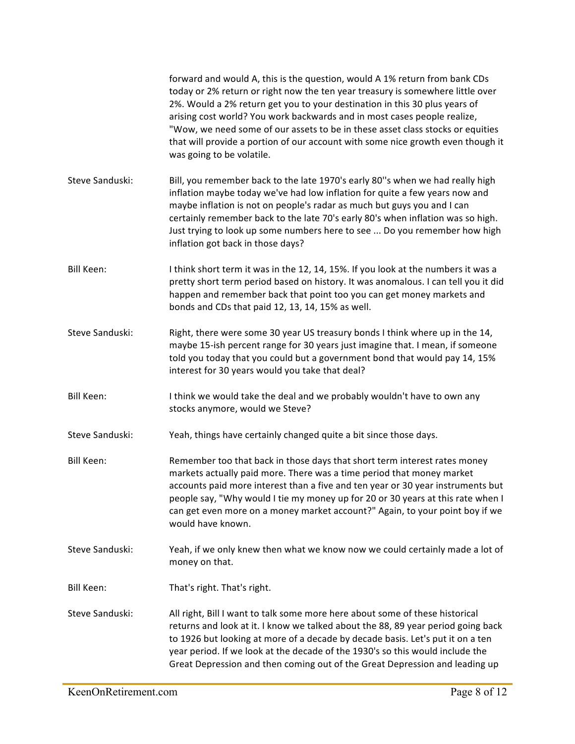forward and would A, this is the question, would A 1% return from bank CDs today or 2% return or right now the ten year treasury is somewhere little over 2%. Would a 2% return get you to your destination in this 30 plus years of arising cost world? You work backwards and in most cases people realize, "Wow, we need some of our assets to be in these asset class stocks or equities that will provide a portion of our account with some nice growth even though it was going to be volatile.

**Steve Sanduski:** Bill, you remember back to the late 1970's early 80''s when we had really high inflation maybe today we've had low inflation for quite a few years now and maybe inflation is not on people's radar as much but guys you and I can certainly remember back to the late 70's early 80's when inflation was so high. Just trying to look up some numbers here to see ... Do you remember how high inflation got back in those days?

**Bill Keen:** I think short term it was in the 12, 14, 15%. If you look at the numbers it was a pretty short term period based on history. It was anomalous. I can tell you it did happen and remember back that point too you can get money markets and bonds and CDs that paid 12, 13, 14, 15% as well.

**Steve Sanduski:** Right, there were some 30 year US treasury bonds I think where up in the 14, maybe 15-ish percent range for 30 years just imagine that. I mean, if someone told you today that you could but a government bond that would pay 14, 15% interest for 30 years would you take that deal?

**Bill Keen:** I think we would take the deal and we probably wouldn't have to own any stocks anymore, would we Steve?

**Steve Sanduski:** Yeah, things have certainly changed quite a bit since those days.

**Bill Keen:** Remember too that back in those days that short term interest rates money markets actually paid more. There was a time period that money market accounts paid more interest than a five and ten year or 30 year instruments but people say, "Why would I tie my money up for 20 or 30 years at this rate when I can get even more on a money market account?" Again, to your point boy if we would have known.

**Steve Sanduski:** Yeah, if we only knew then what we know now we could certainly made a lot of money on that.

**Bill Keen:** That's right. That's right.

**Steve Sanduski:** All right, Bill I want to talk some more here about some of these historical returns and look at it. I know we talked about the 88, 89 year period going back to 1926 but looking at more of a decade by decade basis. Let's put it on a ten year period. If we look at the decade of the 1930's so this would include the Great Depression and then coming out of the Great Depression and leading up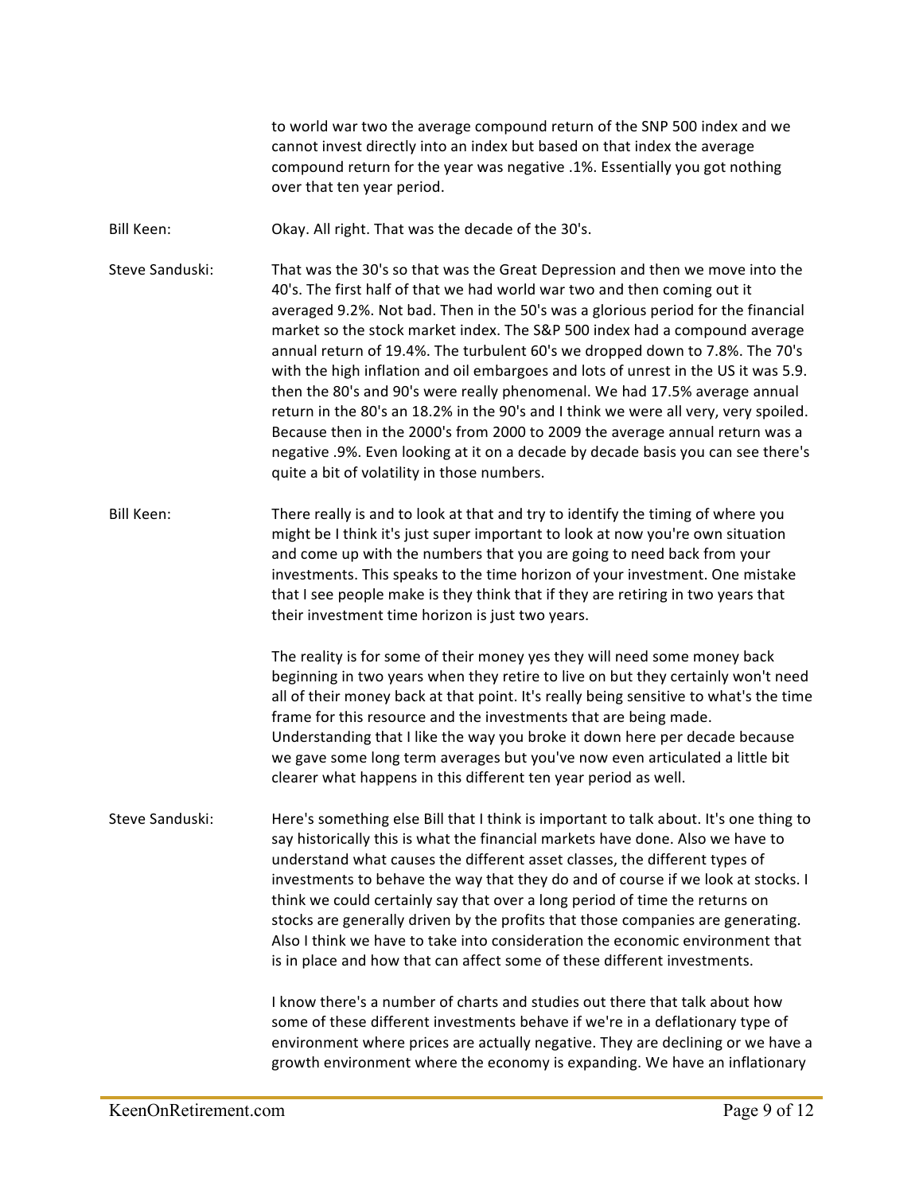to world war two the average compound return of the SNP 500 index and we cannot invest directly into an index but based on that index the average compound return for the year was negative .1%. Essentially you got nothing over that ten year period.

Bill Keen: Okay. All right. That was the decade of the 30's.

Steve Sanduski: That was the 30's so that was the Great Depression and then we move into the 40's. The first half of that we had world war two and then coming out it averaged 9.2%. Not bad. Then in the 50's was a glorious period for the financial market so the stock market index. The S&P 500 index had a compound average annual return of 19.4%. The turbulent 60's we dropped down to 7.8%. The 70's with the high inflation and oil embargoes and lots of unrest in the US it was 5.9. then the 80's and 90's were really phenomenal. We had 17.5% average annual return in the 80's an 18.2% in the 90's and I think we were all very, very spoiled. Because then in the 2000's from 2000 to 2009 the average annual return was a negative .9%. Even looking at it on a decade by decade basis you can see there's quite a bit of volatility in those numbers.

Bill Keen: There really is and to look at that and try to identify the timing of where you might be I think it's just super important to look at now you're own situation and come up with the numbers that you are going to need back from your investments. This speaks to the time horizon of your investment. One mistake that I see people make is they think that if they are retiring in two years that their investment time horizon is just two years.

The reality is for some of their money yes they will need some money back beginning in two years when they retire to live on but they certainly won't need all of their money back at that point. It's really being sensitive to what's the time frame for this resource and the investments that are being made. Understanding that I like the way you broke it down here per decade because we gave some long term averages but you've now even articulated a little bit clearer what happens in this different ten year period as well.

Steve Sanduski: Here's something else Bill that I think is important to talk about. It's one thing to say historically this is what the financial markets have done. Also we have to understand what causes the different asset classes, the different types of investments to behave the way that they do and of course if we look at stocks. I think we could certainly say that over a long period of time the returns on stocks are generally driven by the profits that those companies are generating. Also I think we have to take into consideration the economic environment that is in place and how that can affect some of these different investments.

I know there's a number of charts and studies out there that talk about how some of these different investments behave if we're in a deflationary type of environment where prices are actually negative. They are declining or we have a growth environment where the economy is expanding. We have an inflationary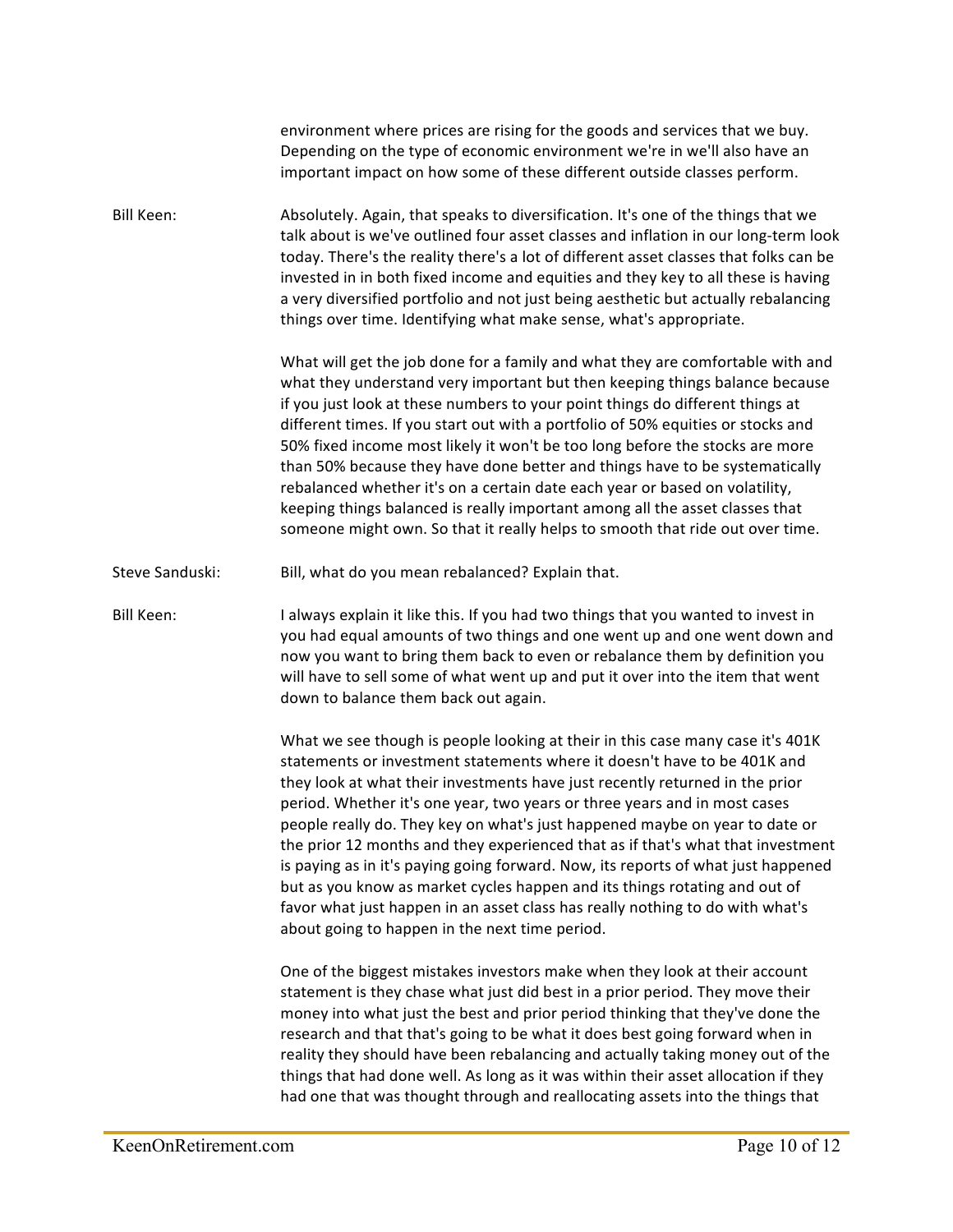environment where prices are rising for the goods and services that we buy. Depending on the type of economic environment we're in we'll also have an important impact on how some of these different outside classes perform.

Bill Keen: Absolutely. Again, that speaks to diversification. It's one of the things that we talk about is we've outlined four asset classes and inflation in our long-term look today. There's the reality there's a lot of different asset classes that folks can be invested in in both fixed income and equities and they key to all these is having a very diversified portfolio and not just being aesthetic but actually rebalancing things over time. Identifying what make sense, what's appropriate.

What will get the job done for a family and what they are comfortable with and what they understand very important but then keeping things balance because if you just look at these numbers to your point things do different things at different times. If you start out with a portfolio of 50% equities or stocks and 50% fixed income most likely it won't be too long before the stocks are more than 50% because they have done better and things have to be systematically rebalanced whether it's on a certain date each year or based on volatility, keeping things balanced is really important among all the asset classes that someone might own. So that it really helps to smooth that ride out over time.

Steve Sanduski: Bill, what do you mean rebalanced? Explain that.

Bill Keen: I always explain it like this. If you had two things that you wanted to invest in you had equal amounts of two things and one went up and one went down and now you want to bring them back to even or rebalance them by definition you will have to sell some of what went up and put it over into the item that went down to balance them back out again.

What we see though is people looking at their in this case many case it's 401K statements or investment statements where it doesn't have to be 401K and they look at what their investments have just recently returned in the prior period. Whether it's one year, two years or three years and in most cases people really do. They key on what's just happened maybe on year to date or the prior 12 months and they experienced that as if that's what that investment is paying as in it's paying going forward. Now, its reports of what just happened but as you know as market cycles happen and its things rotating and out of favor what just happen in an asset class has really nothing to do with what's about going to happen in the next time period.

One of the biggest mistakes investors make when they look at their account statement is they chase what just did best in a prior period. They move their money into what just the best and prior period thinking that they've done the research and that that's going to be what it does best going forward when in reality they should have been rebalancing and actually taking money out of the things that had done well. As long as it was within their asset allocation if they had one that was thought through and reallocating assets into the things that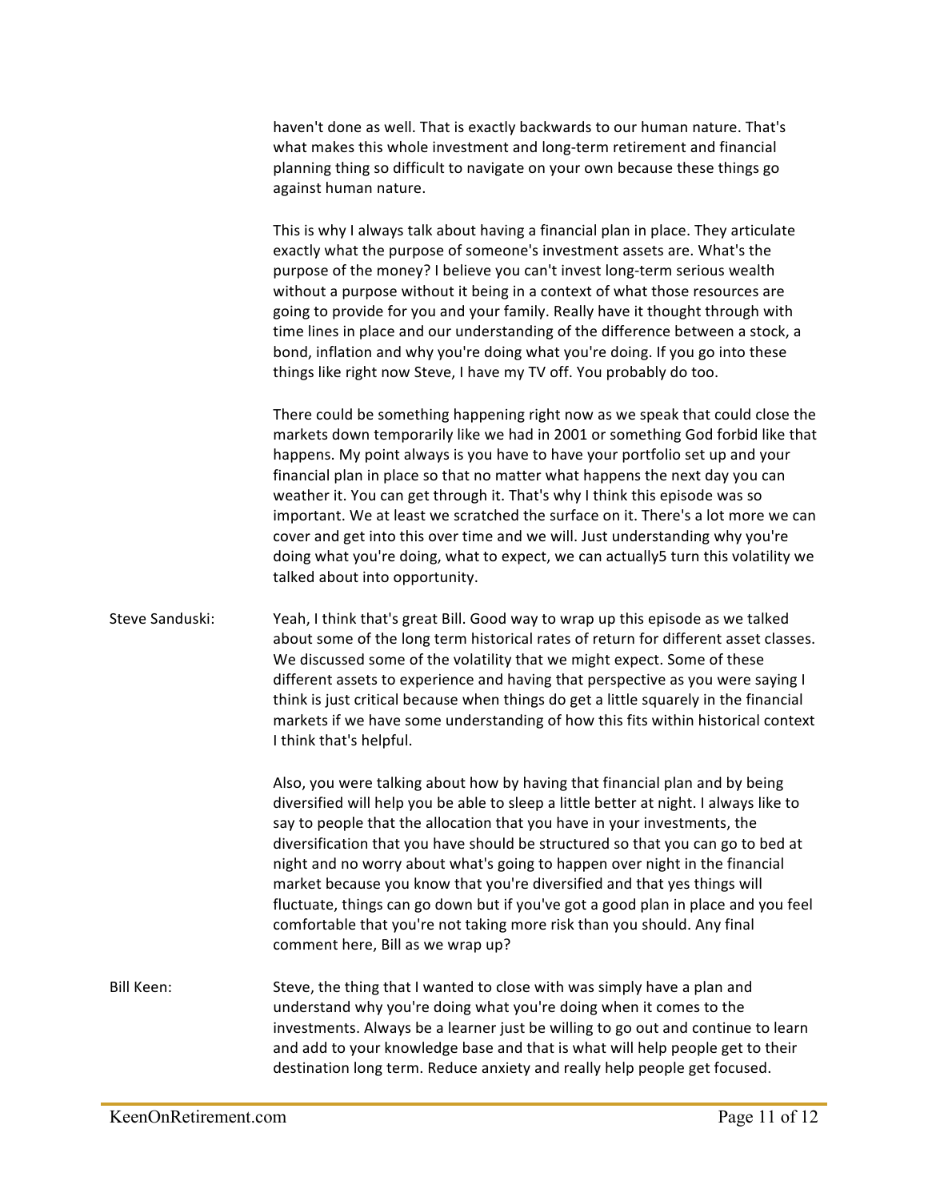haven't done as well. That is exactly backwards to our human nature. That's what makes this whole investment and long-term retirement and financial planning thing so difficult to navigate on your own because these things go against human nature.

This is why I always talk about having a financial plan in place. They articulate exactly what the purpose of someone's investment assets are. What's the purpose of the money? I believe you can't invest long-term serious wealth without a purpose without it being in a context of what those resources are going to provide for you and your family. Really have it thought through with time lines in place and our understanding of the difference between a stock, a bond, inflation and why you're doing what you're doing. If you go into these things like right now Steve, I have my TV off. You probably do too.

There could be something happening right now as we speak that could close the markets down temporarily like we had in 2001 or something God forbid like that happens. My point always is you have to have your portfolio set up and your financial plan in place so that no matter what happens the next day you can weather it. You can get through it. That's why I think this episode was so important. We at least we scratched the surface on it. There's a lot more we can cover and get into this over time and we will. Just understanding why you're doing what you're doing, what to expect, we can actually5 turn this volatility we talked about into opportunity.

**Steve Sanduski:** Yeah, I think that's great Bill. Good way to wrap up this episode as we talked about some of the long term historical rates of return for different asset classes. We discussed some of the volatility that we might expect. Some of these different assets to experience and having that perspective as you were saying I think is just critical because when things do get a little squarely in the financial markets if we have some understanding of how this fits within historical context I think that's helpful.

Also, you were talking about how by having that financial plan and by being diversified will help you be able to sleep a little better at night. I always like to say to people that the allocation that you have in your investments, the diversification that you have should be structured so that you can go to bed at night and no worry about what's going to happen over night in the financial market because you know that you're diversified and that yes things will fluctuate, things can go down but if you've got a good plan in place and you feel comfortable that you're not taking more risk than you should. Any final comment here, Bill as we wrap up?

**Bill Keen:** Steve, the thing that I wanted to close with was simply have a plan and understand why you're doing what you're doing when it comes to the investments. Always be a learner just be willing to go out and continue to learn and add to your knowledge base and that is what will help people get to their destination long term. Reduce anxiety and really help people get focused.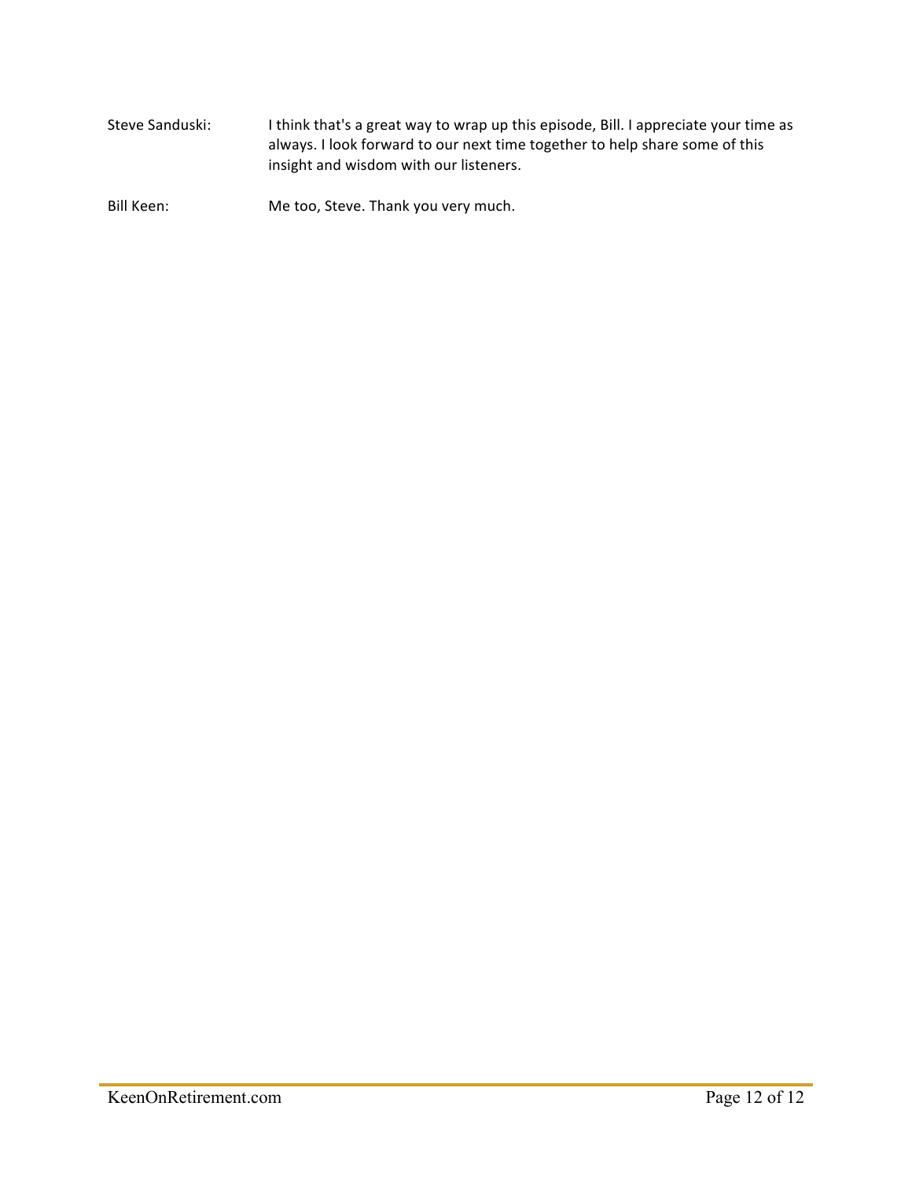Steve Sanduski: I think that's a great way to wrap up this episode, Bill. I appreciate your time as always. I look forward to our next time together to help share some of this insight and wisdom with our listeners.

Bill Keen: Me too, Steve. Thank you very much.